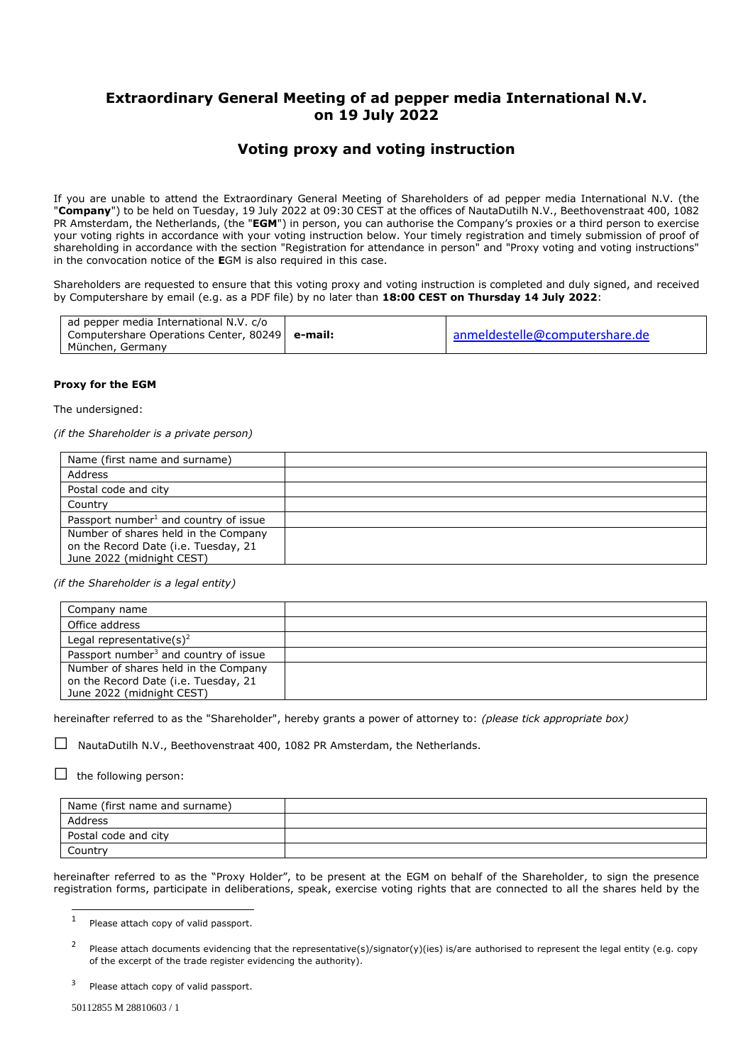# Extraordinary General Meeting of ad pepper media International N.V. on 19 July 2022

## Voting proxy and voting instruction

If you are unable to attend the Extraordinary General Meeting of Shareholders of ad pepper media International N.V. (the "**Company**") to be held on Tuesday, 19 July 2022 at 09:30 CEST at the offices of NautaDutilh N.V., Beethovenstraat 400, 1082 PR Amsterdam, the Netherlands, (the "**EGM**") in person, you can authorise the Company's proxies or a third person to exercise your voting rights in accordance with your voting instruction below. Your timely registration and timely submission of proof of shareholding in accordance with the section "Registration for attendance in person" and "Proxy voting and voting instructions" in the convocation notice of the **E**GM is also required in this case.

Shareholders are requested to ensure that this voting proxy and voting instruction is completed and duly signed, and received by Computershare by email (e.g. as a PDF file) by no later than **18:00 CEST on Thursday 14 July 2022**:

| ad pepper media International N.V. c/o Computershare Operations Center, 80249 München, Germany | **e-mail:** | anmeldestelle@computershare.de |
|---|---|---|

**Proxy for the EGM**

The undersigned:

*(if the Shareholder is a private person)*

| Name (first name and surname) | |
|---|---|
| Address | |
| Postal code and city | |
| Country | |
| Passport number[1] and country of issue | |
| Number of shares held in the Company on the Record Date (i.e. Tuesday, 21 June 2022 (midnight CEST) | |

*(if the Shareholder is a legal entity)*

| Company name | |
|---|---|
| Office address | |
| Legal representative(s)[2] | |
| Passport number[3] and country of issue | |
| Number of shares held in the Company on the Record Date (i.e. Tuesday, 21 June 2022 (midnight CEST) | |

hereinafter referred to as the "Shareholder", hereby grants a power of attorney to: *(please tick appropriate box)*

☐ NautaDutilh N.V., Beethovenstraat 400, 1082 PR Amsterdam, the Netherlands.

☐ the following person:

| Name (first name and surname) | |
|---|---|
| Address | |
| Postal code and city | |
| Country | |

hereinafter referred to as the "Proxy Holder", to be present at the EGM on behalf of the Shareholder, to sign the presence registration forms, participate in deliberations, speak, exercise voting rights that are connected to all the shares held by the

[1] Please attach copy of valid passport.

[2] Please attach documents evidencing that the representative(s)/signator(y)(ies) is/are authorised to represent the legal entity (e.g. copy of the excerpt of the trade register evidencing the authority).

[3] Please attach copy of valid passport.

50112855 M 28810603 / 1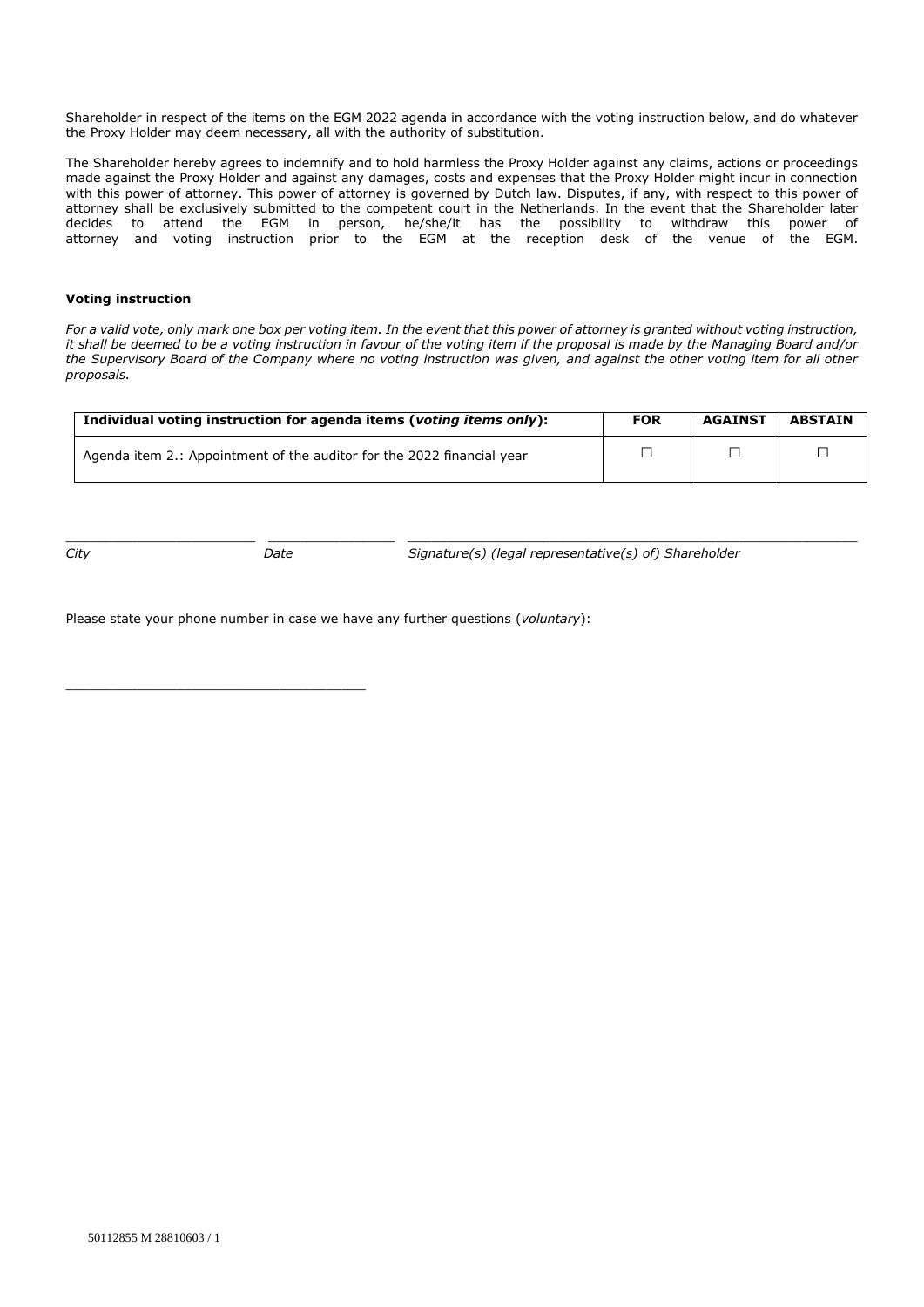Shareholder in respect of the items on the EGM 2022 agenda in accordance with the voting instruction below, and do whatever the Proxy Holder may deem necessary, all with the authority of substitution.

The Shareholder hereby agrees to indemnify and to hold harmless the Proxy Holder against any claims, actions or proceedings made against the Proxy Holder and against any damages, costs and expenses that the Proxy Holder might incur in connection with this power of attorney. This power of attorney is governed by Dutch law. Disputes, if any, with respect to this power of attorney shall be exclusively submitted to the competent court in the Netherlands. In the event that the Shareholder later decides to attend the EGM in person, he/she/it has the possibility to withdraw this power of attorney and voting instruction prior to the EGM at the reception desk of the venue of the EGM.

**Voting instruction**

*For a valid vote, only mark one box per voting item. In the event that this power of attorney is granted without voting instruction, it shall be deemed to be a voting instruction in favour of the voting item if the proposal is made by the Managing Board and/or the Supervisory Board of the Company where no voting instruction was given, and against the other voting item for all other proposals.*

| **Individual voting instruction for agenda items (*voting items only*):** | **FOR** | **AGAINST** | **ABSTAIN** |
|---|---|---|---|
| Agenda item 2.: Appointment of the auditor for the 2022 financial year | ☐ | ☐ | ☐ |

________________________ ________________ __________________________________________________________

*City* *Date* *Signature(s) (legal representative(s) of) Shareholder*

Please state your phone number in case we have any further questions (*voluntary*):

_____________________________________

50112855 M 28810603 / 1